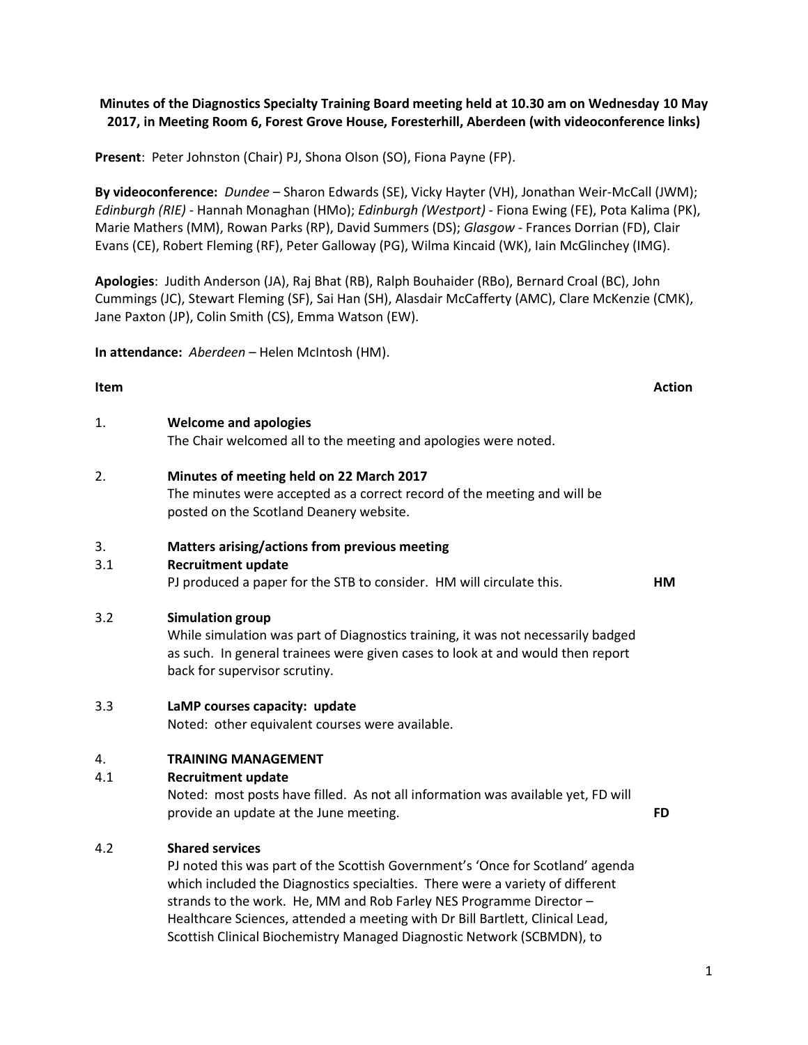**Minutes of the Diagnostics Specialty Training Board meeting held at 10.30 am on Wednesday 10 May 2017, in Meeting Room 6, Forest Grove House, Foresterhill, Aberdeen (with videoconference links)**

**Present**: Peter Johnston (Chair) PJ, Shona Olson (SO), Fiona Payne (FP).

**By videoconference:** *Dundee* – Sharon Edwards (SE), Vicky Hayter (VH), Jonathan Weir-McCall (JWM); *Edinburgh (RIE)* - Hannah Monaghan (HMo); *Edinburgh (Westport)* - Fiona Ewing (FE), Pota Kalima (PK), Marie Mathers (MM), Rowan Parks (RP), David Summers (DS); *Glasgow* - Frances Dorrian (FD), Clair Evans (CE), Robert Fleming (RF), Peter Galloway (PG), Wilma Kincaid (WK), Iain McGlinchey (IMG).

**Apologies**: Judith Anderson (JA), Raj Bhat (RB), Ralph Bouhaider (RBo), Bernard Croal (BC), John Cummings (JC), Stewart Fleming (SF), Sai Han (SH), Alasdair McCafferty (AMC), Clare McKenzie (CMK), Jane Paxton (JP), Colin Smith (CS), Emma Watson (EW).

**In attendance:** *Aberdeen* – Helen McIntosh (HM).

| **Item** | | **Action** |
|---|---|---|
| 1. | **Welcome and apologies**<br>The Chair welcomed all to the meeting and apologies were noted. | |
| 2. | **Minutes of meeting held on 22 March 2017**<br>The minutes were accepted as a correct record of the meeting and will be posted on the Scotland Deanery website. | |
| 3. | **Matters arising/actions from previous meeting** | |
| 3.1 | **Recruitment update**<br>PJ produced a paper for the STB to consider. HM will circulate this. | **HM** |
| 3.2 | **Simulation group**<br>While simulation was part of Diagnostics training, it was not necessarily badged as such. In general trainees were given cases to look at and would then report back for supervisor scrutiny. | |
| 3.3 | **LaMP courses capacity: update**<br>Noted: other equivalent courses were available. | |
| 4. | **TRAINING MANAGEMENT** | |
| 4.1 | **Recruitment update**<br>Noted: most posts have filled. As not all information was available yet, FD will provide an update at the June meeting. | **FD** |
| 4.2 | **Shared services**<br>PJ noted this was part of the Scottish Government's 'Once for Scotland' agenda which included the Diagnostics specialties. There were a variety of different strands to the work. He, MM and Rob Farley NES Programme Director – Healthcare Sciences, attended a meeting with Dr Bill Bartlett, Clinical Lead, Scottish Clinical Biochemistry Managed Diagnostic Network (SCBMDN), to | |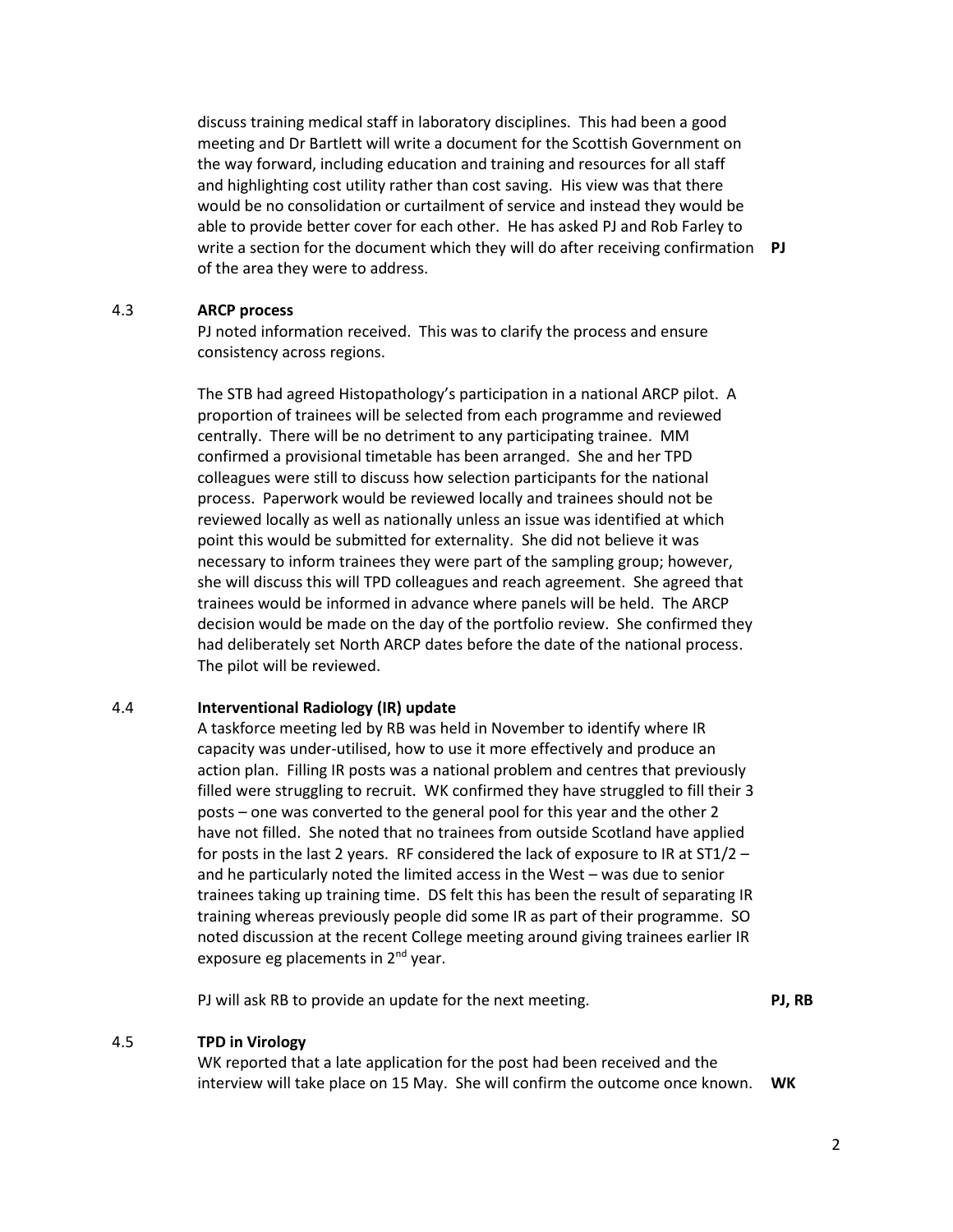discuss training medical staff in laboratory disciplines. This had been a good meeting and Dr Bartlett will write a document for the Scottish Government on the way forward, including education and training and resources for all staff and highlighting cost utility rather than cost saving. His view was that there would be no consolidation or curtailment of service and instead they would be able to provide better cover for each other. He has asked PJ and Rob Farley to write a section for the document which they will do after receiving confirmation of the area they were to address. **PJ**

### 4.3 ARCP process

PJ noted information received. This was to clarify the process and ensure consistency across regions.

The STB had agreed Histopathology's participation in a national ARCP pilot. A proportion of trainees will be selected from each programme and reviewed centrally. There will be no detriment to any participating trainee. MM confirmed a provisional timetable has been arranged. She and her TPD colleagues were still to discuss how selection participants for the national process. Paperwork would be reviewed locally and trainees should not be reviewed locally as well as nationally unless an issue was identified at which point this would be submitted for externality. She did not believe it was necessary to inform trainees they were part of the sampling group; however, she will discuss this will TPD colleagues and reach agreement. She agreed that trainees would be informed in advance where panels will be held. The ARCP decision would be made on the day of the portfolio review. She confirmed they had deliberately set North ARCP dates before the date of the national process. The pilot will be reviewed.

### 4.4 Interventional Radiology (IR) update

A taskforce meeting led by RB was held in November to identify where IR capacity was under-utilised, how to use it more effectively and produce an action plan. Filling IR posts was a national problem and centres that previously filled were struggling to recruit. WK confirmed they have struggled to fill their 3 posts – one was converted to the general pool for this year and the other 2 have not filled. She noted that no trainees from outside Scotland have applied for posts in the last 2 years. RF considered the lack of exposure to IR at ST1/2 – and he particularly noted the limited access in the West – was due to senior trainees taking up training time. DS felt this has been the result of separating IR training whereas previously people did some IR as part of their programme. SO noted discussion at the recent College meeting around giving trainees earlier IR exposure eg placements in 2nd year.

PJ will ask RB to provide an update for the next meeting. **PJ, RB**

### 4.5 TPD in Virology

WK reported that a late application for the post had been received and the interview will take place on 15 May. She will confirm the outcome once known. **WK**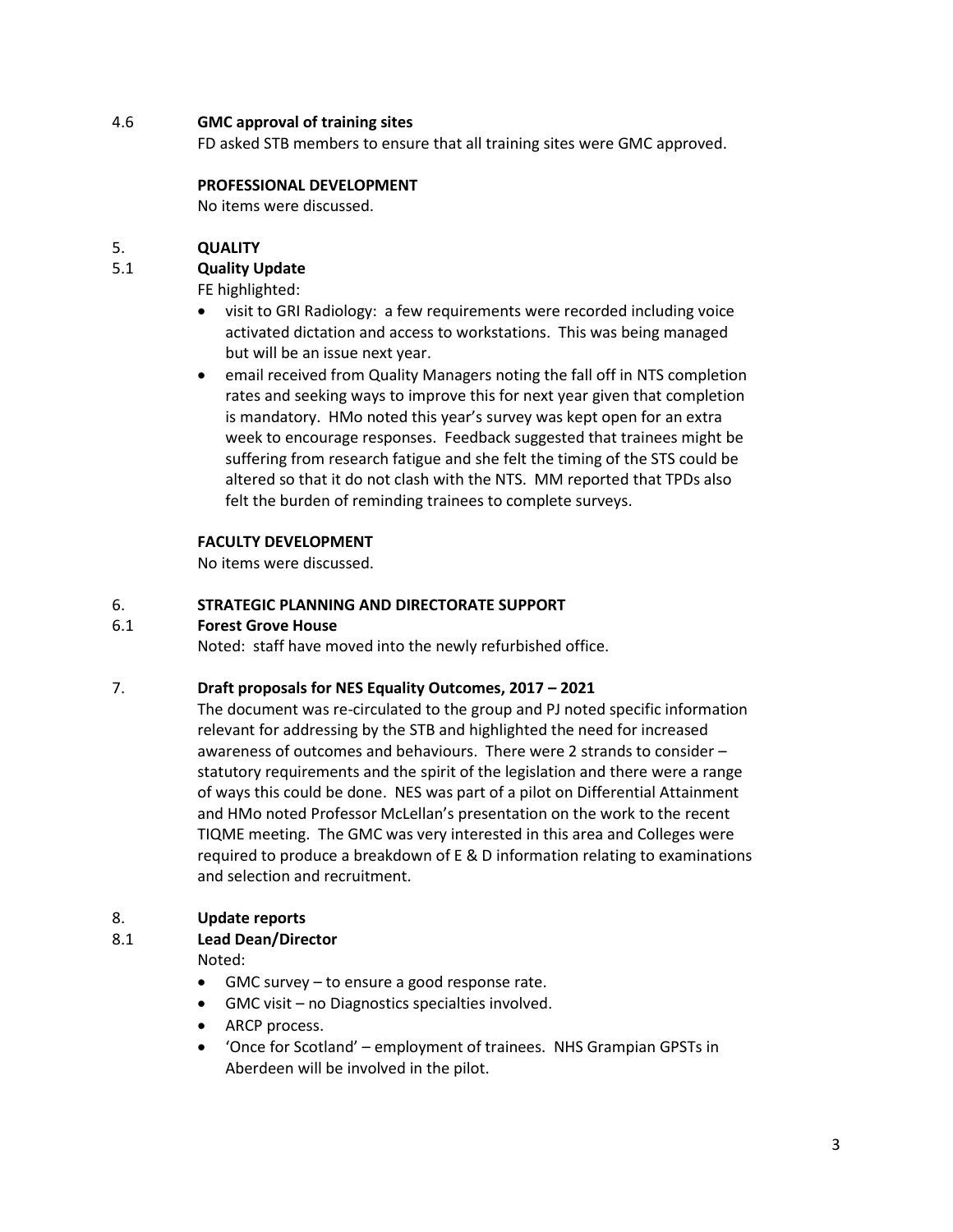4.6 **GMC approval of training sites**

FD asked STB members to ensure that all training sites were GMC approved.

**PROFESSIONAL DEVELOPMENT**

No items were discussed.

5. **QUALITY**

5.1 **Quality Update**

FE highlighted:

- visit to GRI Radiology: a few requirements were recorded including voice activated dictation and access to workstations. This was being managed but will be an issue next year.
- email received from Quality Managers noting the fall off in NTS completion rates and seeking ways to improve this for next year given that completion is mandatory. HMo noted this year's survey was kept open for an extra week to encourage responses. Feedback suggested that trainees might be suffering from research fatigue and she felt the timing of the STS could be altered so that it do not clash with the NTS. MM reported that TPDs also felt the burden of reminding trainees to complete surveys.

**FACULTY DEVELOPMENT**

No items were discussed.

6. **STRATEGIC PLANNING AND DIRECTORATE SUPPORT**

6.1 **Forest Grove House**

Noted: staff have moved into the newly refurbished office.

7. **Draft proposals for NES Equality Outcomes, 2017 – 2021**

The document was re-circulated to the group and PJ noted specific information relevant for addressing by the STB and highlighted the need for increased awareness of outcomes and behaviours. There were 2 strands to consider – statutory requirements and the spirit of the legislation and there were a range of ways this could be done. NES was part of a pilot on Differential Attainment and HMo noted Professor McLellan's presentation on the work to the recent TIQME meeting. The GMC was very interested in this area and Colleges were required to produce a breakdown of E & D information relating to examinations and selection and recruitment.

8. **Update reports**

8.1 **Lead Dean/Director**

Noted:

- GMC survey – to ensure a good response rate.
- GMC visit – no Diagnostics specialties involved.
- ARCP process.
- 'Once for Scotland' – employment of trainees. NHS Grampian GPSTs in Aberdeen will be involved in the pilot.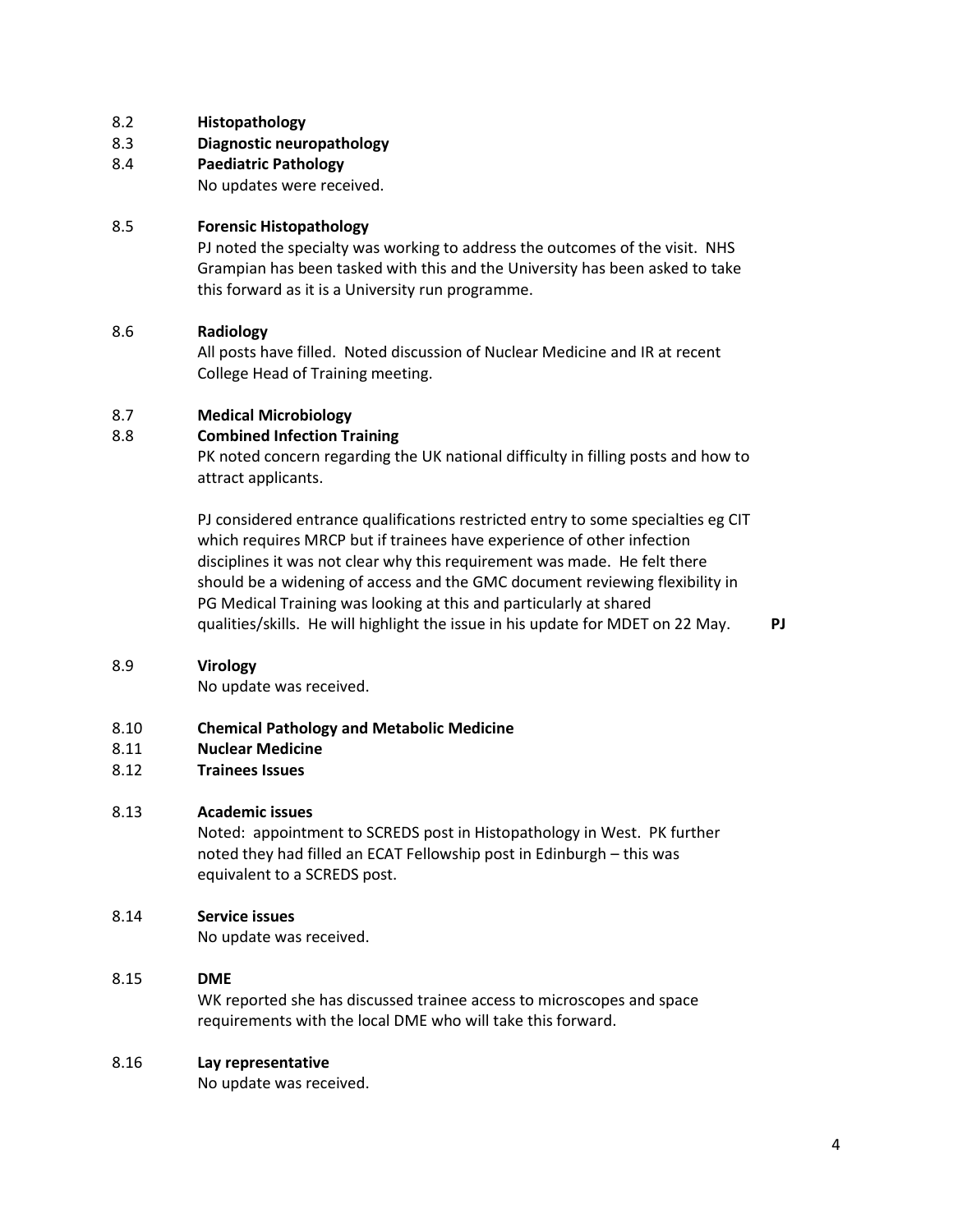8.2 **Histopathology**

8.3 **Diagnostic neuropathology**

8.4 **Paediatric Pathology**

No updates were received.

8.5 **Forensic Histopathology**

PJ noted the specialty was working to address the outcomes of the visit. NHS Grampian has been tasked with this and the University has been asked to take this forward as it is a University run programme.

8.6 **Radiology**

All posts have filled. Noted discussion of Nuclear Medicine and IR at recent College Head of Training meeting.

8.7 **Medical Microbiology**

8.8 **Combined Infection Training**

PK noted concern regarding the UK national difficulty in filling posts and how to attract applicants.

PJ considered entrance qualifications restricted entry to some specialties eg CIT which requires MRCP but if trainees have experience of other infection disciplines it was not clear why this requirement was made. He felt there should be a widening of access and the GMC document reviewing flexibility in PG Medical Training was looking at this and particularly at shared qualities/skills. He will highlight the issue in his update for MDET on 22 May. **PJ**

8.9 **Virology**

No update was received.

8.10 **Chemical Pathology and Metabolic Medicine**

8.11 **Nuclear Medicine**

8.12 **Trainees Issues**

8.13 **Academic issues**

Noted: appointment to SCREDS post in Histopathology in West. PK further noted they had filled an ECAT Fellowship post in Edinburgh – this was equivalent to a SCREDS post.

8.14 **Service issues**

No update was received.

8.15 **DME**

WK reported she has discussed trainee access to microscopes and space requirements with the local DME who will take this forward.

8.16 **Lay representative**

No update was received.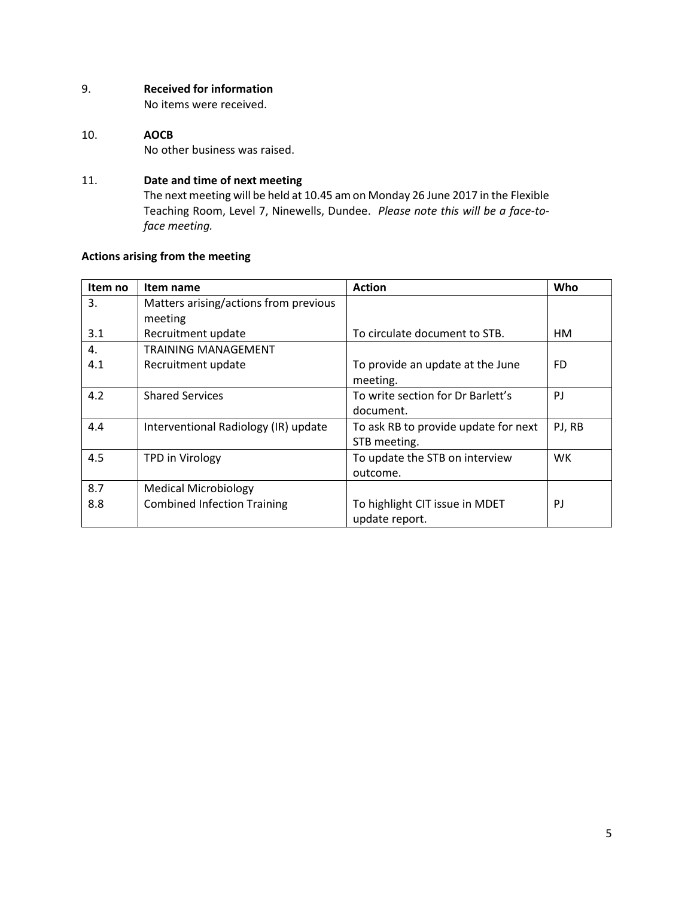9. **Received for information**

No items were received.

10. **AOCB**

No other business was raised.

11. **Date and time of next meeting**

The next meeting will be held at 10.45 am on Monday 26 June 2017 in the Flexible Teaching Room, Level 7, Ninewells, Dundee. *Please note this will be a face-to-face meeting.*

**Actions arising from the meeting**

| Item no | Item name | Action | Who |
|---|---|---|---|
| 3.<br>3.1 | Matters arising/actions from previous meeting<br>Recruitment update | To circulate document to STB. | HM |
| 4.<br>4.1 | TRAINING MANAGEMENT<br>Recruitment update | To provide an update at the June meeting. | FD |
| 4.2 | Shared Services | To write section for Dr Barlett's document. | PJ |
| 4.4 | Interventional Radiology (IR) update | To ask RB to provide update for next STB meeting. | PJ, RB |
| 4.5 | TPD in Virology | To update the STB on interview outcome. | WK |
| 8.7<br>8.8 | Medical Microbiology<br>Combined Infection Training | To highlight CIT issue in MDET update report. | PJ |